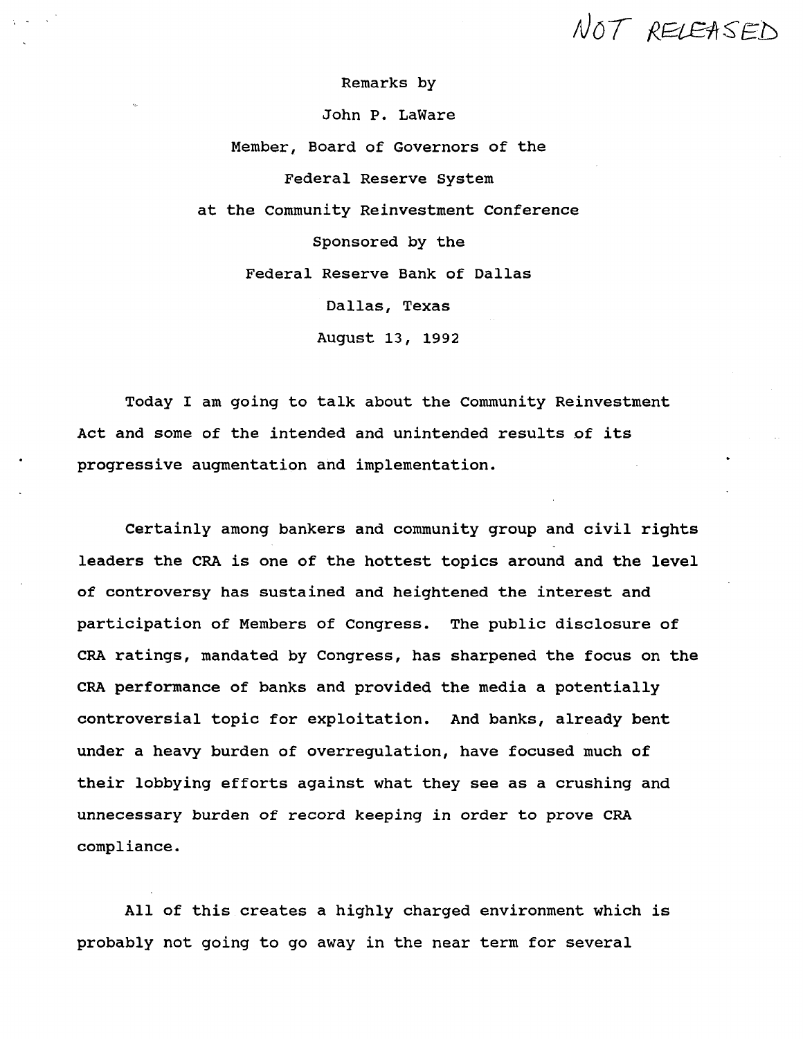NOT RELEASED

Remarks by

John P. LaWare

Member, Board of Governors of the

Federal Reserve System

at the Community Reinvestment Conference

Sponsored by the

Federal Reserve Bank of Dallas

Dallas, Texas

August 13, 1992

Today I am going to talk about the Community Reinvestment Act and some of the intended and unintended results of its progressive augmentation and implementation.

Certainly among bankers and community group and civil rights leaders the CRA is one of the hottest topics around and the level of controversy has sustained and heightened the interest and participation of Members of Congress. The public disclosure of CRA ratings, mandated by Congress, has sharpened the focus on the CRA performance of banks and provided the media a potentially controversial topic for exploitation. And banks, already bent under a heavy burden of overregulation, have focused much of their lobbying efforts against what they see as a crushing and unnecessary burden of record keeping in order to prove CRA compliance.

All of this creates a highly charged environment which is probably not going to go away in the near term for several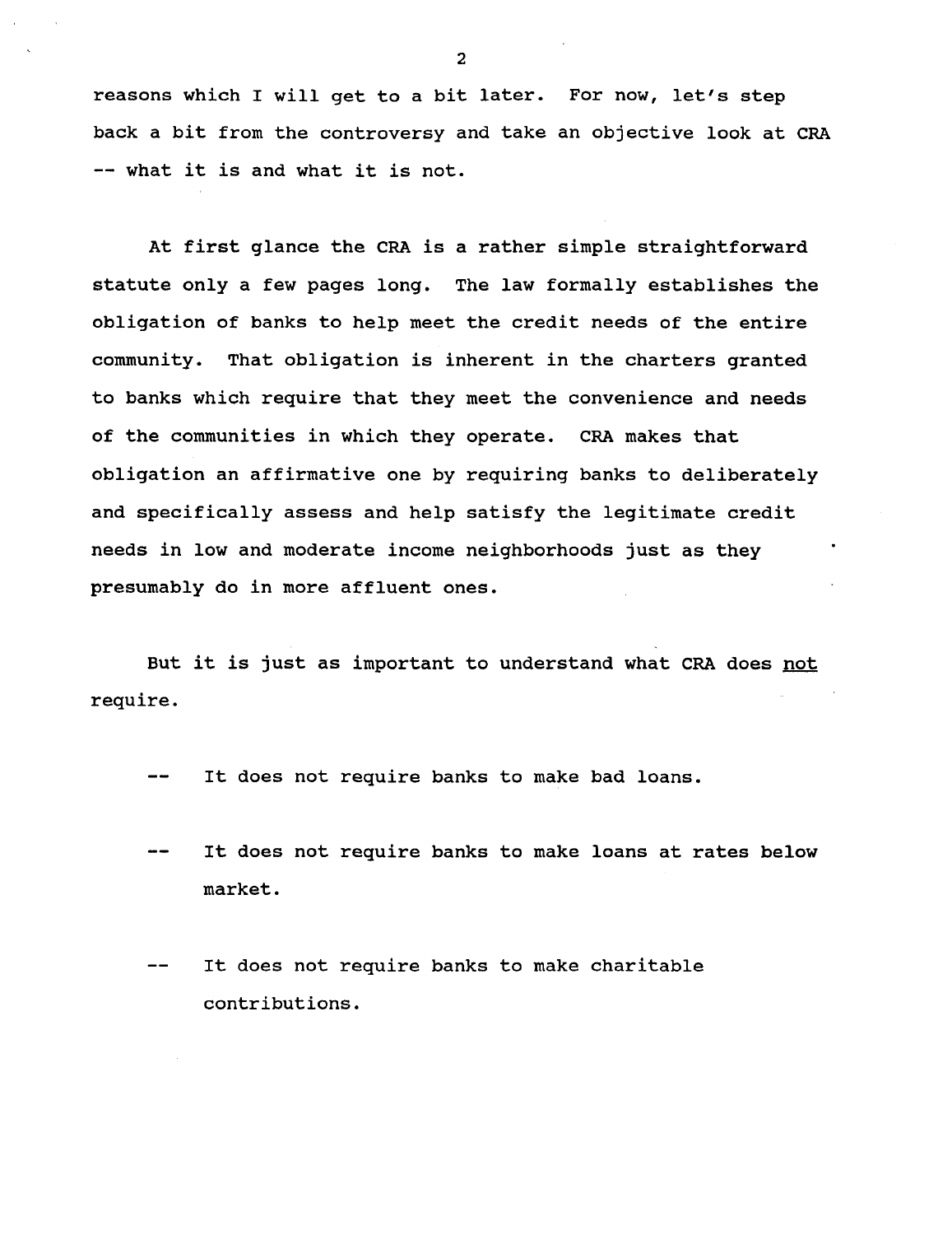reasons which I will get to a bit later. For now, let's step back a bit from the controversy and take an objective look at CRA -- what it is and what it is not.

At first glance the CRA is a rather simple straightforward statute only a few pages long. The law formally establishes the obligation of banks to help meet the credit needs of the entire community. That obligation is inherent in the charters granted to banks which require that they meet the convenience and needs of the communities in which they operate. CRA makes that obligation an affirmative one by requiring banks to deliberately and specifically assess and help satisfy the legitimate credit needs in low and moderate income neighborhoods just as they presumably do in more affluent ones.

But it is just as important to understand what CRA does <u>not</u> require.

- It does not require banks to make bad loans.

- It does not require banks to make loans at rates below market.

- It does not require banks to make charitable contributions.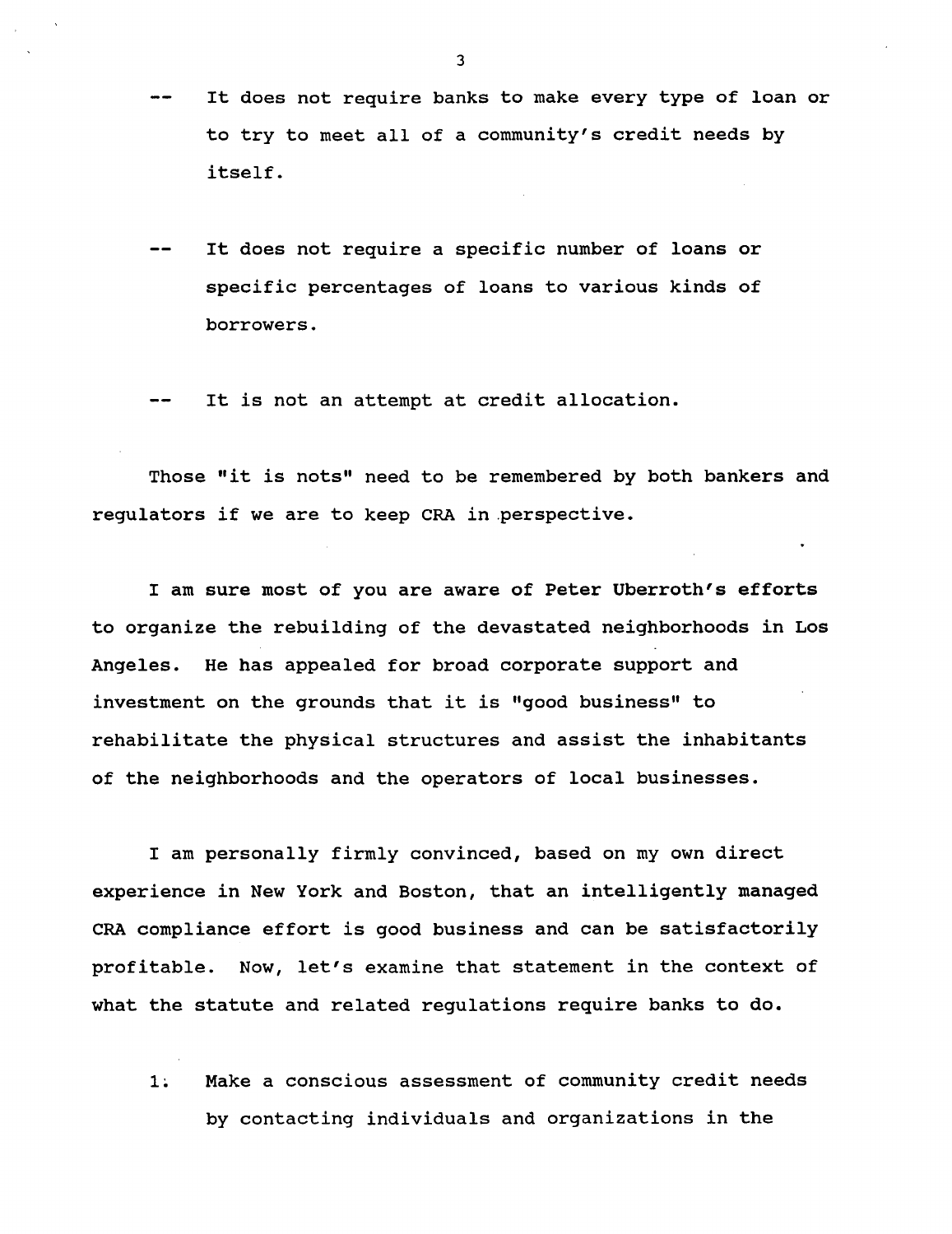-- It does not require banks to make every type of loan or to try to meet all of a community's credit needs by itself.

-- It does not require a specific number of loans or specific percentages of loans to various kinds of borrowers.

-- It is not an attempt at credit allocation.

Those "it is nots" need to be remembered by both bankers and regulators if we are to keep CRA in perspective.

I am sure most of you are aware of Peter Uberroth's efforts to organize the rebuilding of the devastated neighborhoods in Los Angeles. He has appealed for broad corporate support and investment on the grounds that it is "good business" to rehabilitate the physical structures and assist the inhabitants of the neighborhoods and the operators of local businesses.

I am personally firmly convinced, based on my own direct experience in New York and Boston, that an intelligently managed CRA compliance effort is good business and can be satisfactorily profitable. Now, let's examine that statement in the context of what the statute and related regulations require banks to do.

1. Make a conscious assessment of community credit needs by contacting individuals and organizations in the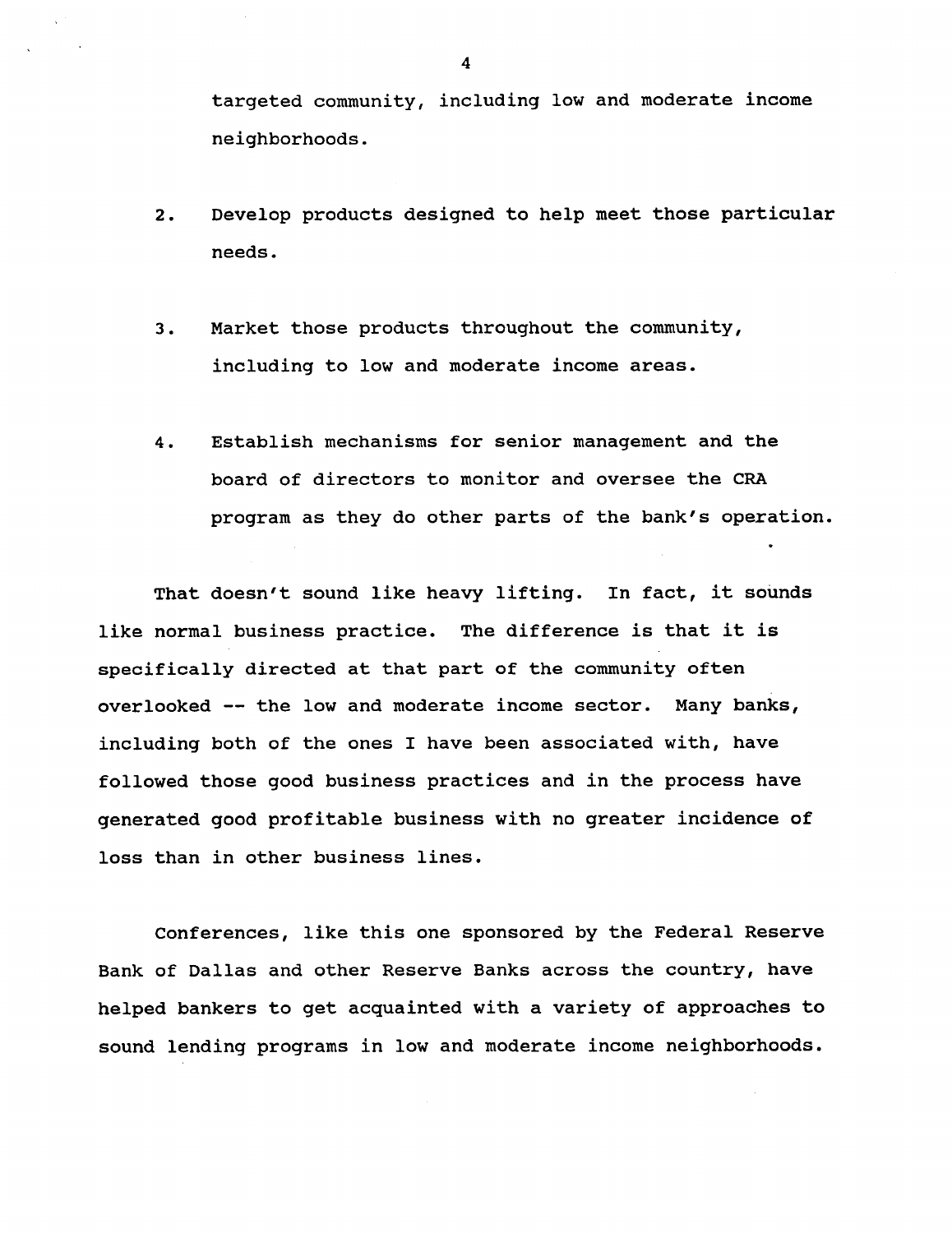targeted community, including low and moderate income neighborhoods.

2. Develop products designed to help meet those particular needs.

3. Market those products throughout the community, including to low and moderate income areas.

4. Establish mechanisms for senior management and the board of directors to monitor and oversee the CRA program as they do other parts of the bank's operation.

That doesn't sound like heavy lifting. In fact, it sounds like normal business practice. The difference is that it is specifically directed at that part of the community often overlooked -- the low and moderate income sector. Many banks, including both of the ones I have been associated with, have followed those good business practices and in the process have generated good profitable business with no greater incidence of loss than in other business lines.

Conferences, like this one sponsored by the Federal Reserve Bank of Dallas and other Reserve Banks across the country, have helped bankers to get acquainted with a variety of approaches to sound lending programs in low and moderate income neighborhoods.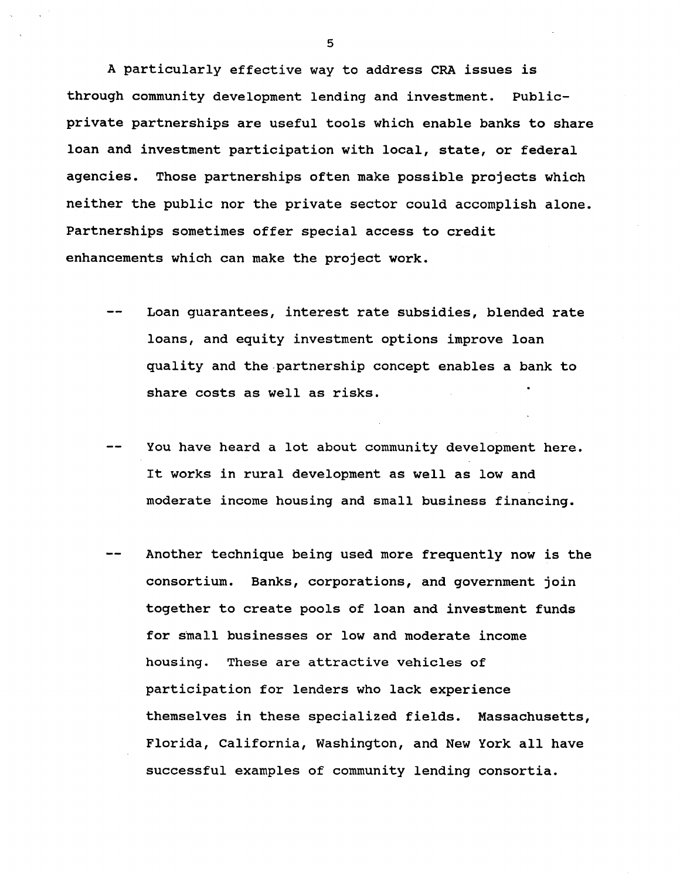A particularly effective way to address CRA issues is through community development lending and investment. Public-private partnerships are useful tools which enable banks to share loan and investment participation with local, state, or federal agencies. Those partnerships often make possible projects which neither the public nor the private sector could accomplish alone. Partnerships sometimes offer special access to credit enhancements which can make the project work.

-- Loan guarantees, interest rate subsidies, blended rate loans, and equity investment options improve loan quality and the partnership concept enables a bank to share costs as well as risks.

-- You have heard a lot about community development here. It works in rural development as well as low and moderate income housing and small business financing.

-- Another technique being used more frequently now is the consortium. Banks, corporations, and government join together to create pools of loan and investment funds for small businesses or low and moderate income housing. These are attractive vehicles of participation for lenders who lack experience themselves in these specialized fields. Massachusetts, Florida, California, Washington, and New York all have successful examples of community lending consortia.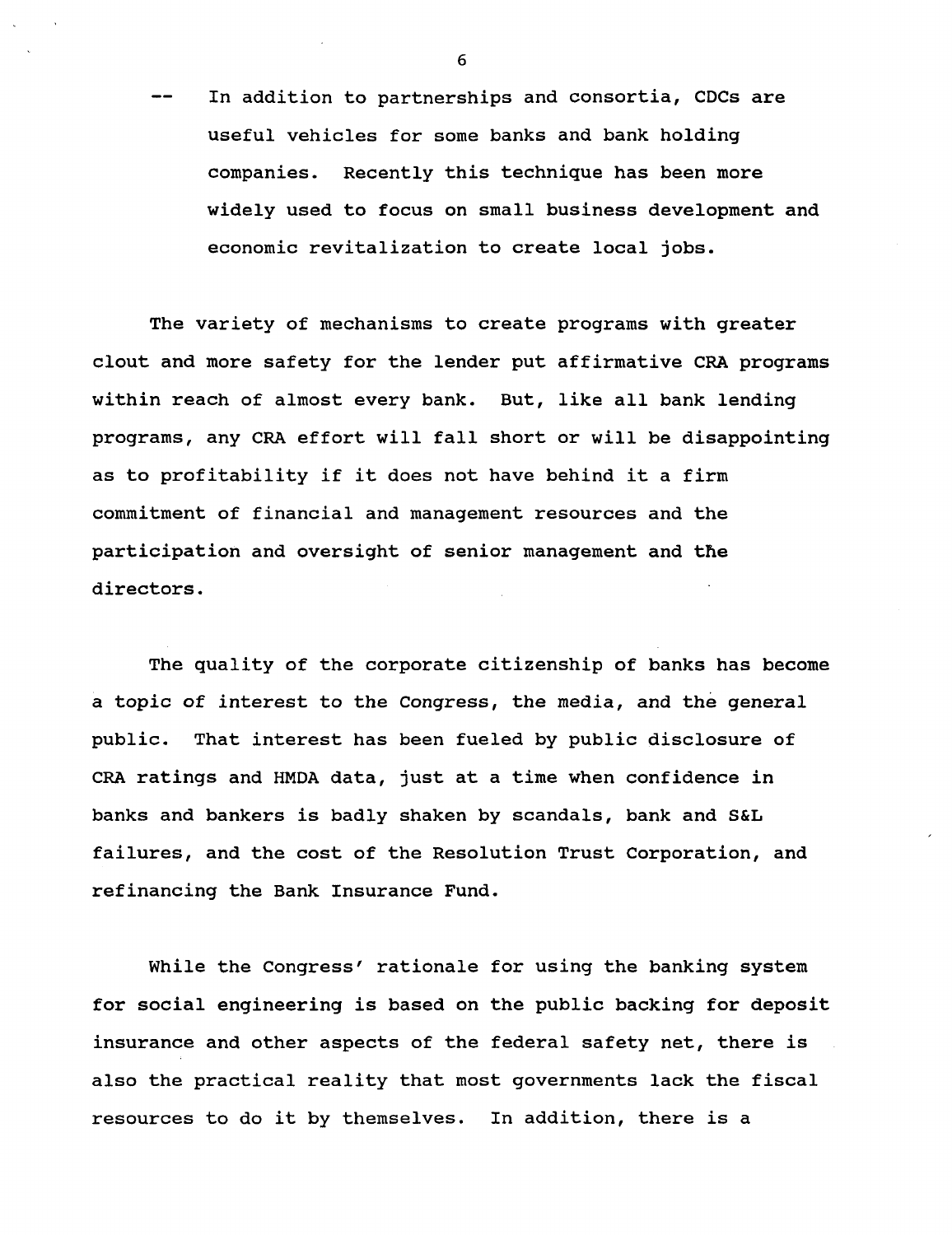-- In addition to partnerships and consortia, CDCs are useful vehicles for some banks and bank holding companies. Recently this technique has been more widely used to focus on small business development and economic revitalization to create local jobs.

The variety of mechanisms to create programs with greater clout and more safety for the lender put affirmative CRA programs within reach of almost every bank. But, like all bank lending programs, any CRA effort will fall short or will be disappointing as to profitability if it does not have behind it a firm commitment of financial and management resources and the participation and oversight of senior management and the directors.

The quality of the corporate citizenship of banks has become a topic of interest to the Congress, the media, and the general public. That interest has been fueled by public disclosure of CRA ratings and HMDA data, just at a time when confidence in banks and bankers is badly shaken by scandals, bank and S&L failures, and the cost of the Resolution Trust Corporation, and refinancing the Bank Insurance Fund.

While the Congress' rationale for using the banking system for social engineering is based on the public backing for deposit insurance and other aspects of the federal safety net, there is also the practical reality that most governments lack the fiscal resources to do it by themselves. In addition, there is a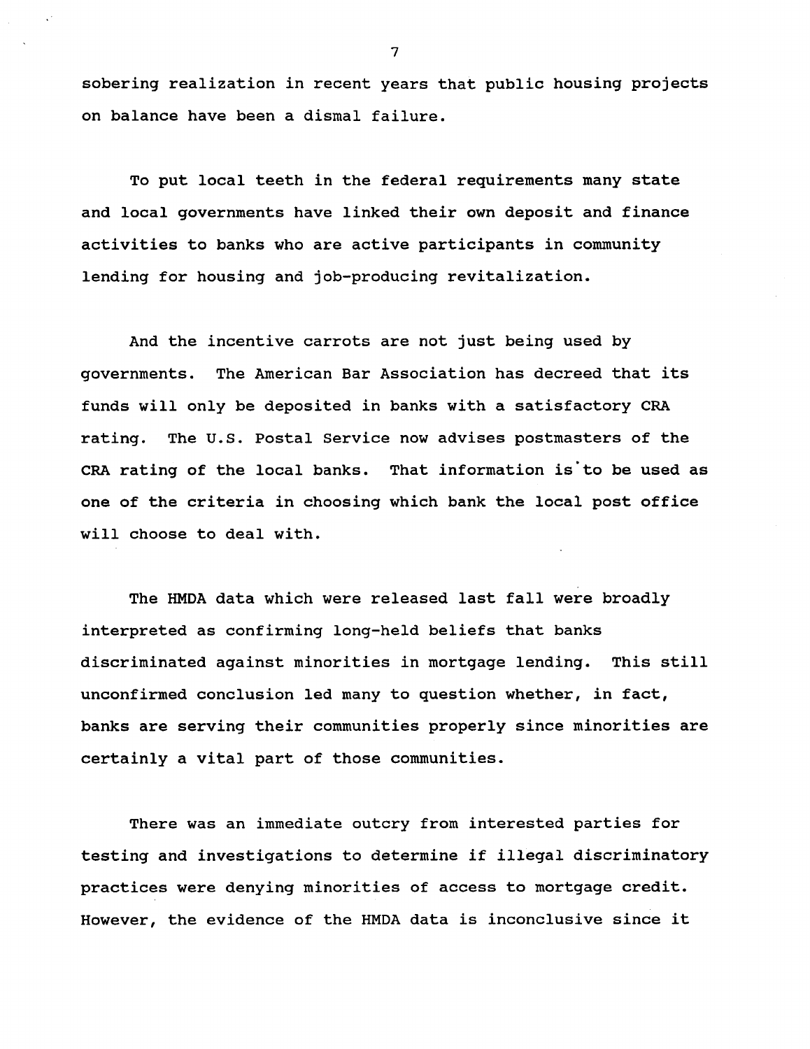sobering realization in recent years that public housing projects on balance have been a dismal failure.

To put local teeth in the federal requirements many state and local governments have linked their own deposit and finance activities to banks who are active participants in community lending for housing and job-producing revitalization.

And the incentive carrots are not just being used by governments. The American Bar Association has decreed that its funds will only be deposited in banks with a satisfactory CRA rating. The U.S. Postal Service now advises postmasters of the CRA rating of the local banks. That information is to be used as one of the criteria in choosing which bank the local post office will choose to deal with.

The HMDA data which were released last fall were broadly interpreted as confirming long-held beliefs that banks discriminated against minorities in mortgage lending. This still unconfirmed conclusion led many to question whether, in fact, banks are serving their communities properly since minorities are certainly a vital part of those communities.

There was an immediate outcry from interested parties for testing and investigations to determine if illegal discriminatory practices were denying minorities of access to mortgage credit. However, the evidence of the HMDA data is inconclusive since it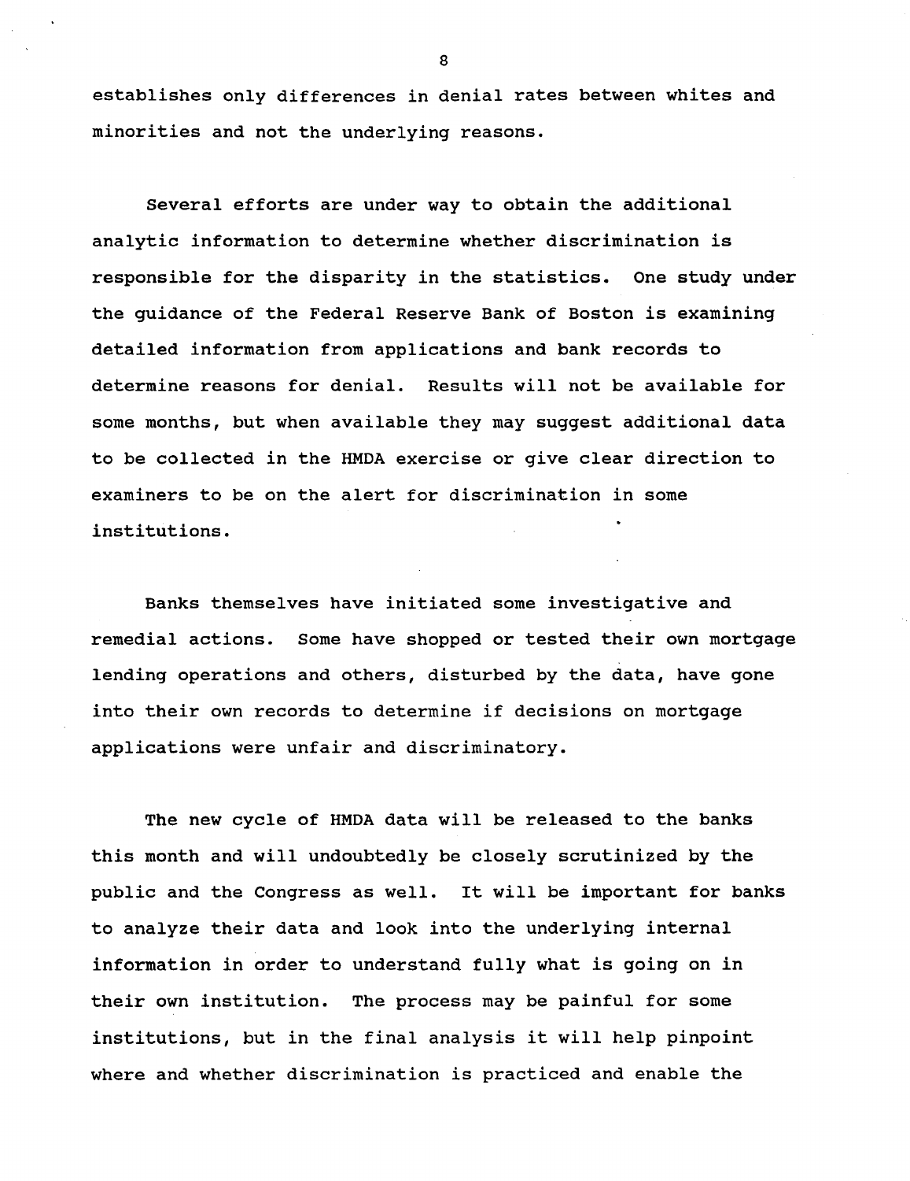establishes only differences in denial rates between whites and minorities and not the underlying reasons.

Several efforts are under way to obtain the additional analytic information to determine whether discrimination is responsible for the disparity in the statistics. One study under the guidance of the Federal Reserve Bank of Boston is examining detailed information from applications and bank records to determine reasons for denial. Results will not be available for some months, but when available they may suggest additional data to be collected in the HMDA exercise or give clear direction to examiners to be on the alert for discrimination in some institutions.

Banks themselves have initiated some investigative and remedial actions. Some have shopped or tested their own mortgage lending operations and others, disturbed by the data, have gone into their own records to determine if decisions on mortgage applications were unfair and discriminatory.

The new cycle of HMDA data will be released to the banks this month and will undoubtedly be closely scrutinized by the public and the Congress as well. It will be important for banks to analyze their data and look into the underlying internal information in order to understand fully what is going on in their own institution. The process may be painful for some institutions, but in the final analysis it will help pinpoint where and whether discrimination is practiced and enable the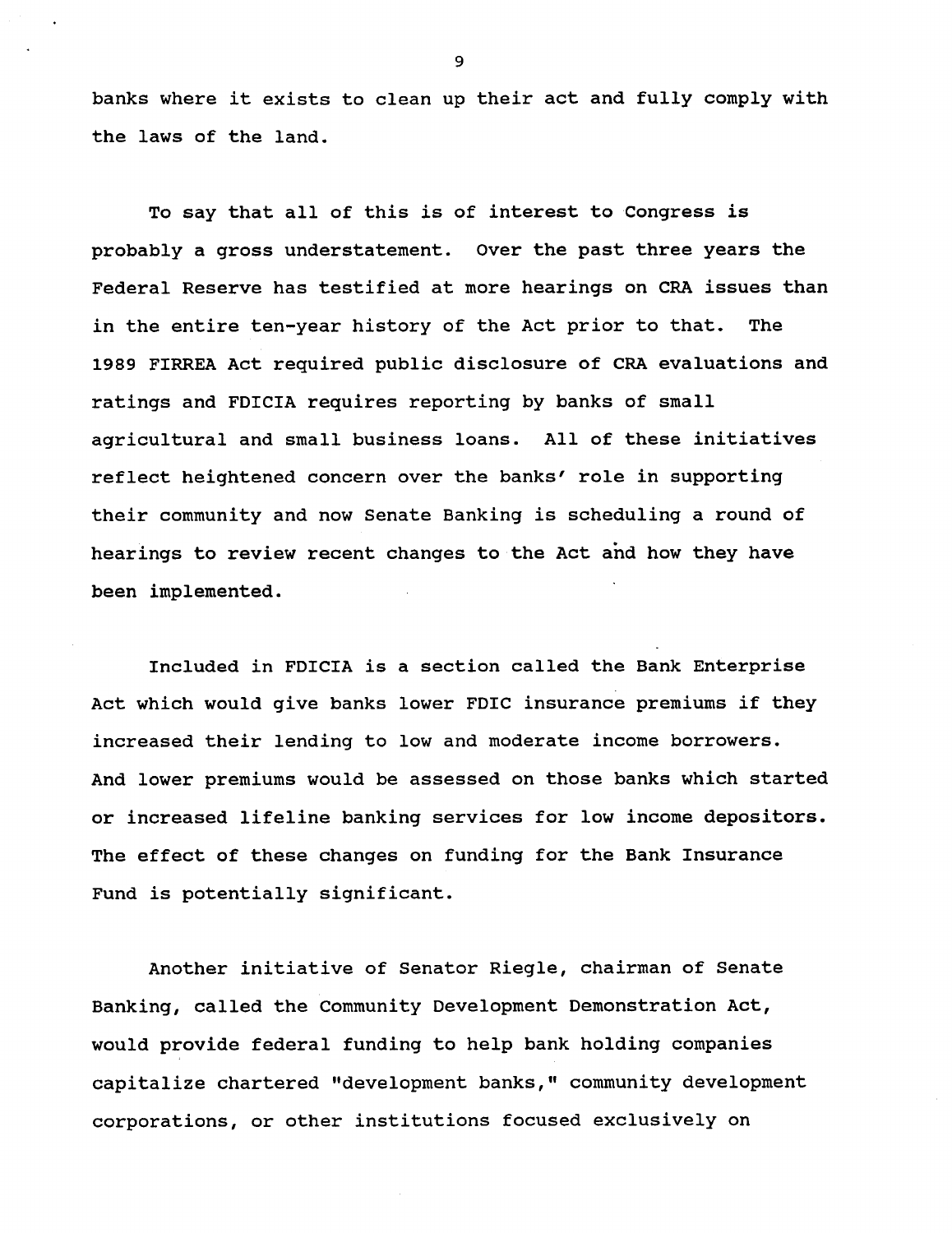banks where it exists to clean up their act and fully comply with the laws of the land.

To say that all of this is of interest to Congress is probably a gross understatement. Over the past three years the Federal Reserve has testified at more hearings on CRA issues than in the entire ten-year history of the Act prior to that. The 1989 FIRREA Act required public disclosure of CRA evaluations and ratings and FDICIA requires reporting by banks of small agricultural and small business loans. All of these initiatives reflect heightened concern over the banks' role in supporting their community and now Senate Banking is scheduling a round of hearings to review recent changes to the Act and how they have been implemented.

Included in FDICIA is a section called the Bank Enterprise Act which would give banks lower FDIC insurance premiums if they increased their lending to low and moderate income borrowers. And lower premiums would be assessed on those banks which started or increased lifeline banking services for low income depositors. The effect of these changes on funding for the Bank Insurance Fund is potentially significant.

Another initiative of Senator Riegle, chairman of Senate Banking, called the Community Development Demonstration Act, would provide federal funding to help bank holding companies capitalize chartered "development banks," community development corporations, or other institutions focused exclusively on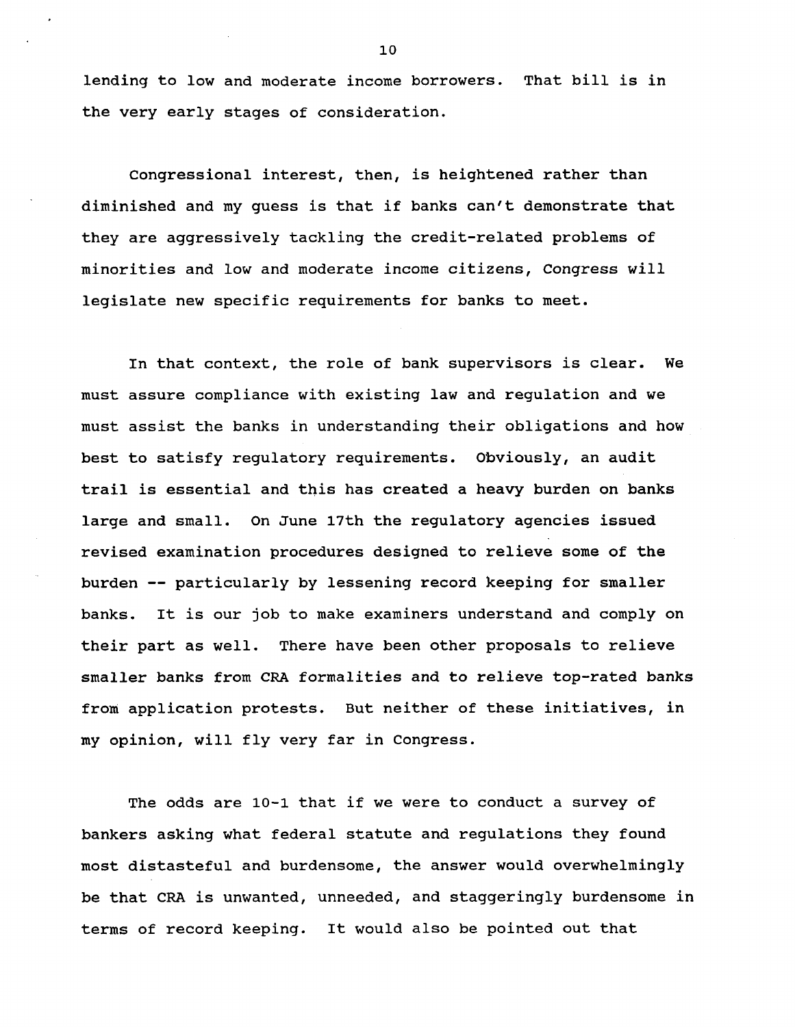lending to low and moderate income borrowers. That bill is in the very early stages of consideration.

Congressional interest, then, is heightened rather than diminished and my guess is that if banks can't demonstrate that they are aggressively tackling the credit-related problems of minorities and low and moderate income citizens, Congress will legislate new specific requirements for banks to meet.

In that context, the role of bank supervisors is clear. We must assure compliance with existing law and regulation and we must assist the banks in understanding their obligations and how best to satisfy regulatory requirements. Obviously, an audit trail is essential and this has created a heavy burden on banks large and small. On June 17th the regulatory agencies issued revised examination procedures designed to relieve some of the burden -- particularly by lessening record keeping for smaller banks. It is our job to make examiners understand and comply on their part as well. There have been other proposals to relieve smaller banks from CRA formalities and to relieve top-rated banks from application protests. But neither of these initiatives, in my opinion, will fly very far in Congress.

The odds are 10-1 that if we were to conduct a survey of bankers asking what federal statute and regulations they found most distasteful and burdensome, the answer would overwhelmingly be that CRA is unwanted, unneeded, and staggeringly burdensome in terms of record keeping. It would also be pointed out that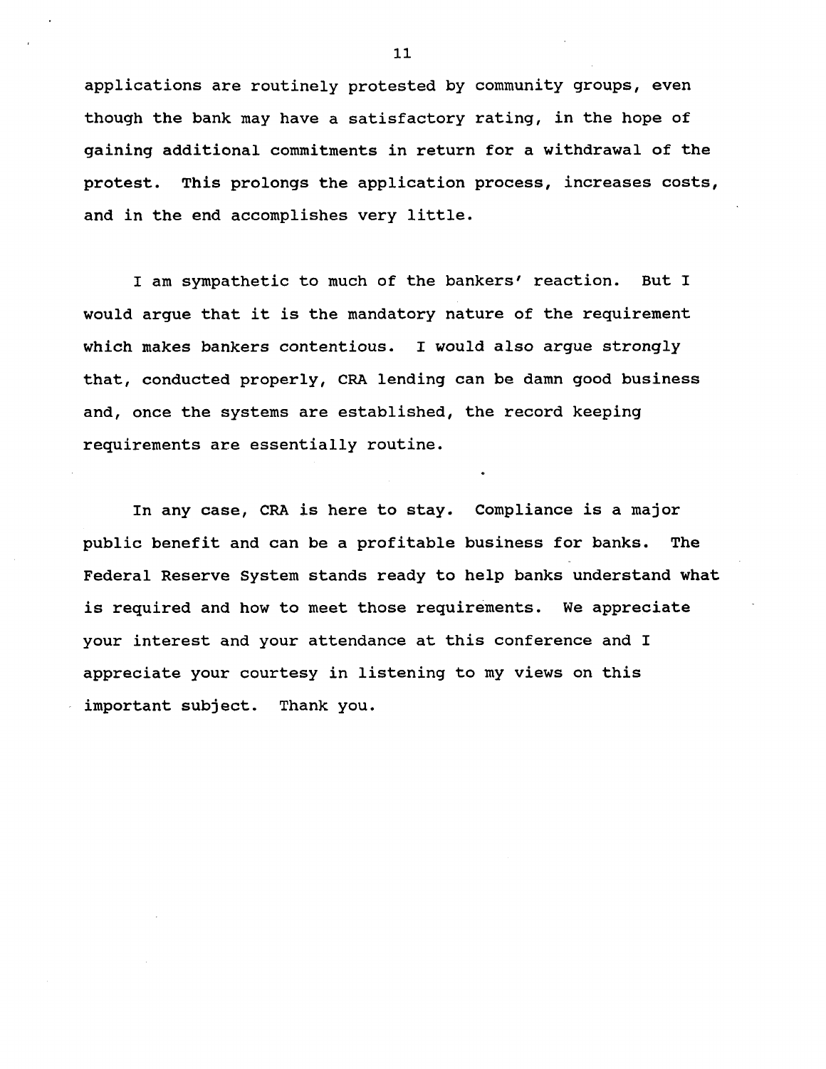applications are routinely protested by community groups, even though the bank may have a satisfactory rating, in the hope of gaining additional commitments in return for a withdrawal of the protest. This prolongs the application process, increases costs, and in the end accomplishes very little.

I am sympathetic to much of the bankers' reaction. But I would argue that it is the mandatory nature of the requirement which makes bankers contentious. I would also argue strongly that, conducted properly, CRA lending can be damn good business and, once the systems are established, the record keeping requirements are essentially routine.

In any case, CRA is here to stay. Compliance is a major public benefit and can be a profitable business for banks. The Federal Reserve System stands ready to help banks understand what is required and how to meet those requirements. We appreciate your interest and your attendance at this conference and I appreciate your courtesy in listening to my views on this important subject. Thank you.